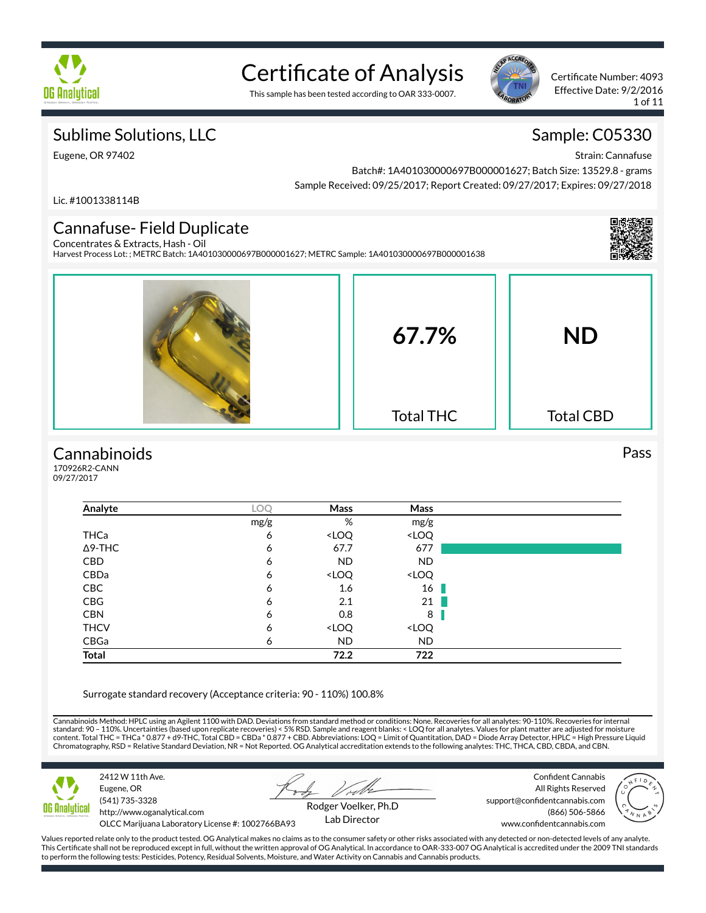# Certificate of Analysis

This sample has been tested according to OAR 333-0007.

Certificate Number: 4093
Effective Date: 9/2/2016

## Sublime Solutions, LLC

Eugene, OR 97402

Lic. #1001338114B

## Sample: C05330

Strain: Cannafuse
Batch#: 1A401030000697B000001627; Batch Size: 13529.8 - grams
Sample Received: 09/25/2017; Report Created: 09/27/2017; Expires: 09/27/2018

## Cannafuse- Field Duplicate

Concentrates & Extracts, Hash - Oil
Harvest Process Lot: ; METRC Batch: 1A401030000697B000001627; METRC Sample: 1A401030000697B000001638

**67.7%** Total THC

**ND** Total CBD

## Cannabinoids

Pass

170926R2-CANN
09/27/2017

| Analyte | LOQ | Mass | Mass |
|---|---|---|---|
| | mg/g | % | mg/g |
| THCa | 6 | <LOQ | <LOQ |
| Δ9-THC | 6 | 67.7 | 677 |
| CBD | 6 | ND | ND |
| CBDa | 6 | <LOQ | <LOQ |
| CBC | 6 | 1.6 | 16 |
| CBG | 6 | 2.1 | 21 |
| CBN | 6 | 0.8 | 8 |
| THCV | 6 | <LOQ | <LOQ |
| CBGa | 6 | ND | ND |
| **Total** | | **72.2** | **722** |

Surrogate standard recovery (Acceptance criteria: 90 - 110%) 100.8%

Cannabinoids Method: HPLC using an Agilent 1100 with DAD. Deviations from standard method or conditions: None. Recoveries for all analytes: 90-110%. Recoveries for internal standard: 90 – 110%. Uncertainties (based upon replicate recoveries) < 5% RSD. Sample and reagent blanks: < LOQ for all analytes. Values for plant matter are adjusted for moisture content. Total THC = THCa * 0.877 + d9-THC, Total CBD = CBDa * 0.877 + CBD. Abbreviations: LOQ = Limit of Quantitation, DAD = Diode Array Detector, HPLC = High Pressure Liquid Chromatography, RSD = Relative Standard Deviation, NR = Not Reported. OG Analytical accreditation extends to the following analytes: THC, THCA, CBD, CBDA, and CBN.

2412 W 11th Ave.
Eugene, OR
(541) 735-3328
http://www.oganalytical.com
OLCC Marijuana Laboratory License #: 1002766BA93

Rodger Voelker, Ph.D
Lab Director

Confident Cannabis
All Rights Reserved
support@confidentcannabis.com
(866) 506-5866
www.confidentcannabis.com

Values reported relate only to the product tested. OG Analytical makes no claims as to the consumer safety or other risks associated with any detected or non-detected levels of any analyte. This Certificate shall not be reproduced except in full, without the written approval of OG Analytical. In accordance to OAR-333-007 OG Analytical is accredited under the 2009 TNI standards to perform the following tests: Pesticides, Potency, Residual Solvents, Moisture, and Water Activity on Cannabis and Cannabis products.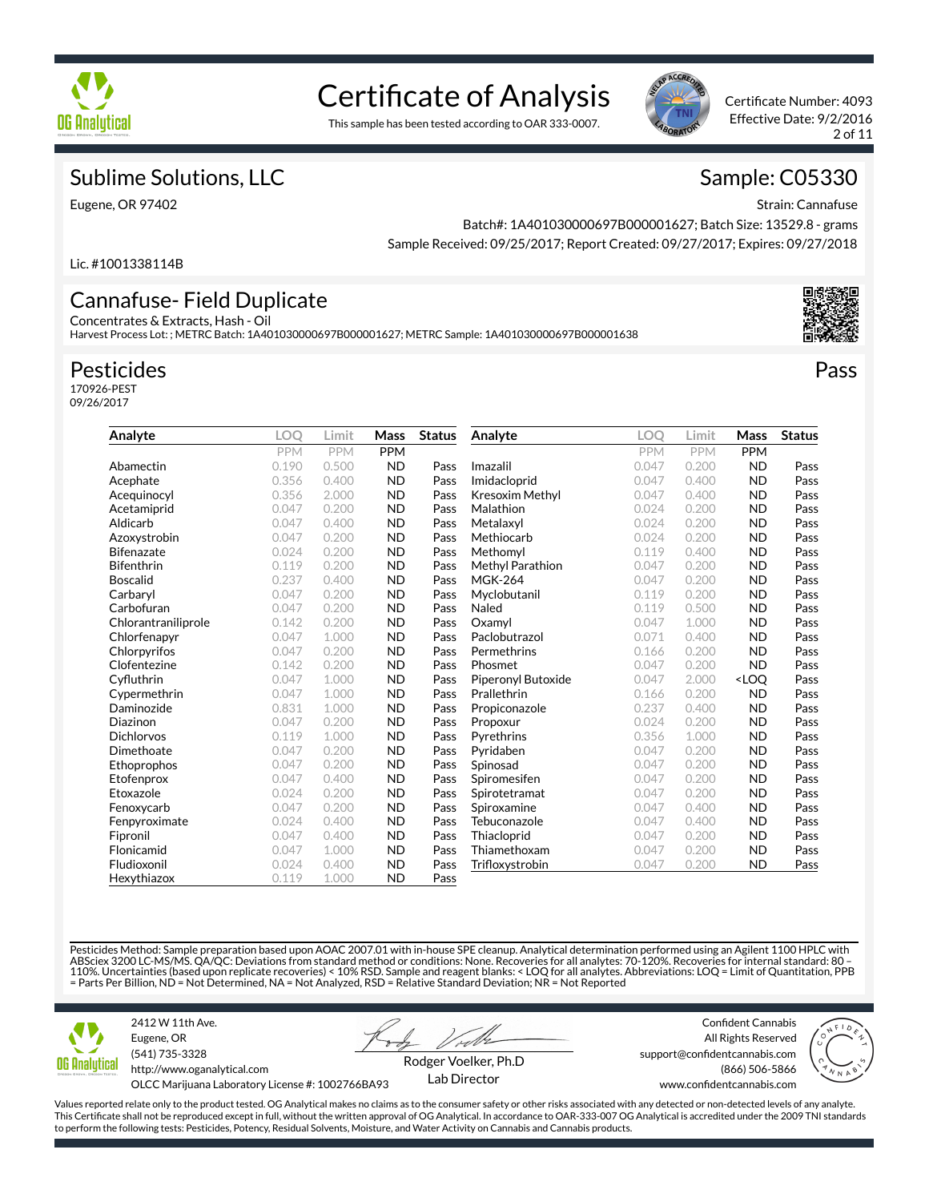# Certificate of Analysis

This sample has been tested according to OAR 333-0007.

Certificate Number: 4093
Effective Date: 9/2/2016

## Sublime Solutions, LLC

Eugene, OR 97402

Lic. #1001338114B

## Sample: C05330

Strain: Cannafuse
Batch#: 1A401030000697B000001627; Batch Size: 13529.8 - grams
Sample Received: 09/25/2017; Report Created: 09/27/2017; Expires: 09/27/2018

## Cannafuse- Field Duplicate

Concentrates & Extracts, Hash - Oil
Harvest Process Lot: ; METRC Batch: 1A401030000697B000001627; METRC Sample: 1A401030000697B000001638

## Pesticides

**Pass**

170926-PEST
09/26/2017

| Analyte | LOQ | Limit | Mass | Status |
|---|---|---|---|---|
| | PPM | PPM | PPM | |
| Abamectin | 0.190 | 0.500 | ND | Pass |
| Acephate | 0.356 | 0.400 | ND | Pass |
| Acequinocyl | 0.356 | 2.000 | ND | Pass |
| Acetamiprid | 0.047 | 0.200 | ND | Pass |
| Aldicarb | 0.047 | 0.400 | ND | Pass |
| Azoxystrobin | 0.047 | 0.200 | ND | Pass |
| Bifenazate | 0.024 | 0.200 | ND | Pass |
| Bifenthrin | 0.119 | 0.200 | ND | Pass |
| Boscalid | 0.237 | 0.400 | ND | Pass |
| Carbaryl | 0.047 | 0.200 | ND | Pass |
| Carbofuran | 0.047 | 0.200 | ND | Pass |
| Chlorantraniliprole | 0.142 | 0.200 | ND | Pass |
| Chlorfenapyr | 0.047 | 1.000 | ND | Pass |
| Chlorpyrifos | 0.047 | 0.200 | ND | Pass |
| Clofentezine | 0.142 | 0.200 | ND | Pass |
| Cyfluthrin | 0.047 | 1.000 | ND | Pass |
| Cypermethrin | 0.047 | 1.000 | ND | Pass |
| Daminozide | 0.831 | 1.000 | ND | Pass |
| Diazinon | 0.047 | 0.200 | ND | Pass |
| Dichlorvos | 0.119 | 1.000 | ND | Pass |
| Dimethoate | 0.047 | 0.200 | ND | Pass |
| Ethoprophos | 0.047 | 0.200 | ND | Pass |
| Etofenprox | 0.047 | 0.400 | ND | Pass |
| Etoxazole | 0.024 | 0.200 | ND | Pass |
| Fenoxycarb | 0.047 | 0.200 | ND | Pass |
| Fenpyroximate | 0.024 | 0.400 | ND | Pass |
| Fipronil | 0.047 | 0.400 | ND | Pass |
| Flonicamid | 0.047 | 1.000 | ND | Pass |
| Fludioxonil | 0.024 | 0.400 | ND | Pass |
| Hexythiazox | 0.119 | 1.000 | ND | Pass |
| Imazalil | 0.047 | 0.200 | ND | Pass |
| Imidacloprid | 0.047 | 0.400 | ND | Pass |
| Kresoxim Methyl | 0.047 | 0.400 | ND | Pass |
| Malathion | 0.024 | 0.200 | ND | Pass |
| Metalaxyl | 0.024 | 0.200 | ND | Pass |
| Methiocarb | 0.024 | 0.200 | ND | Pass |
| Methomyl | 0.119 | 0.400 | ND | Pass |
| Methyl Parathion | 0.047 | 0.200 | ND | Pass |
| MGK-264 | 0.047 | 0.200 | ND | Pass |
| Myclobutanil | 0.119 | 0.200 | ND | Pass |
| Naled | 0.119 | 0.500 | ND | Pass |
| Oxamyl | 0.047 | 1.000 | ND | Pass |
| Paclobutrazol | 0.071 | 0.400 | ND | Pass |
| Permethrins | 0.166 | 0.200 | ND | Pass |
| Phosmet | 0.047 | 0.200 | ND | Pass |
| Piperonyl Butoxide | 0.047 | 2.000 | <LOQ | Pass |
| Prallethrin | 0.166 | 0.200 | ND | Pass |
| Propiconazole | 0.237 | 0.400 | ND | Pass |
| Propoxur | 0.024 | 0.200 | ND | Pass |
| Pyrethrins | 0.356 | 1.000 | ND | Pass |
| Pyridaben | 0.047 | 0.200 | ND | Pass |
| Spinosad | 0.047 | 0.200 | ND | Pass |
| Spiromesifen | 0.047 | 0.200 | ND | Pass |
| Spirotetramat | 0.047 | 0.200 | ND | Pass |
| Spiroxamine | 0.047 | 0.400 | ND | Pass |
| Tebuconazole | 0.047 | 0.400 | ND | Pass |
| Thiacloprid | 0.047 | 0.200 | ND | Pass |
| Thiamethoxam | 0.047 | 0.200 | ND | Pass |
| Trifloxystrobin | 0.047 | 0.200 | ND | Pass |

Pesticides Method: Sample preparation based upon AOAC 2007.01 with in-house SPE cleanup. Analytical determination performed using an Agilent 1100 HPLC with ABSciex 3200 LC-MS/MS. QA/QC: Deviations from standard method or conditions: None. Recoveries for all analytes: 70-120%. Recoveries for internal standard: 80 – 110%. Uncertainties (based upon replicate recoveries) < 10% RSD. Sample and reagent blanks: < LOQ for all analytes. Abbreviations: LOQ = Limit of Quantitation, PPB = Parts Per Billion, ND = Not Determined, NA = Not Analyzed, RSD = Relative Standard Deviation; NR = Not Reported

2412 W 11th Ave.
Eugene, OR
(541) 735-3328
http://www.oganalytical.com
OLCC Marijuana Laboratory License #: 1002766BA93

Rodger Voelker, Ph.D
Lab Director

Confident Cannabis
All Rights Reserved
support@confidentcannabis.com
(866) 506-5866
www.confidentcannabis.com

Values reported relate only to the product tested. OG Analytical makes no claims as to the consumer safety or other risks associated with any detected or non-detected levels of any analyte. This Certificate shall not be reproduced except in full, without the written approval of OG Analytical. In accordance to OAR-333-007 OG Analytical is accredited under the 2009 TNI standards to perform the following tests: Pesticides, Potency, Residual Solvents, Moisture, and Water Activity on Cannabis and Cannabis products.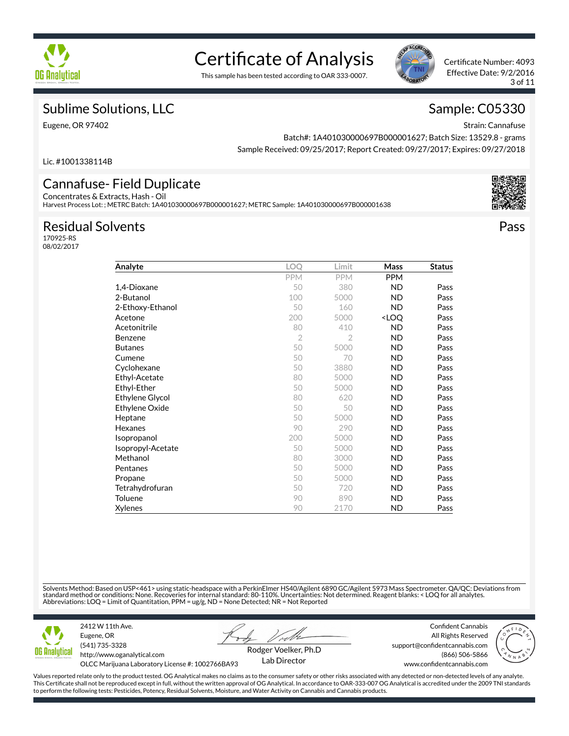# Certificate of Analysis

This sample has been tested according to OAR 333-0007.

Certificate Number: 4093
Effective Date: 9/2/2016

## Sublime Solutions, LLC

Eugene, OR 97402

Lic. #1001338114B

## Sample: C05330

Strain: Cannafuse
Batch#: 1A401030000697B000001627; Batch Size: 13529.8 - grams
Sample Received: 09/25/2017; Report Created: 09/27/2017; Expires: 09/27/2018

## Cannafuse- Field Duplicate

Concentrates & Extracts, Hash - Oil
Harvest Process Lot: ; METRC Batch: 1A401030000697B000001627; METRC Sample: 1A401030000697B000001638

## Residual Solvents

170925-RS
08/02/2017

**Pass**

| Analyte | LOQ | Limit | Mass | Status |
|---|---|---|---|---|
| | PPM | PPM | PPM | |
| 1,4-Dioxane | 50 | 380 | ND | Pass |
| 2-Butanol | 100 | 5000 | ND | Pass |
| 2-Ethoxy-Ethanol | 50 | 160 | ND | Pass |
| Acetone | 200 | 5000 | <LOQ | Pass |
| Acetonitrile | 80 | 410 | ND | Pass |
| Benzene | 2 | 2 | ND | Pass |
| Butanes | 50 | 5000 | ND | Pass |
| Cumene | 50 | 70 | ND | Pass |
| Cyclohexane | 50 | 3880 | ND | Pass |
| Ethyl-Acetate | 80 | 5000 | ND | Pass |
| Ethyl-Ether | 50 | 5000 | ND | Pass |
| Ethylene Glycol | 80 | 620 | ND | Pass |
| Ethylene Oxide | 50 | 50 | ND | Pass |
| Heptane | 50 | 5000 | ND | Pass |
| Hexanes | 90 | 290 | ND | Pass |
| Isopropanol | 200 | 5000 | ND | Pass |
| Isopropyl-Acetate | 50 | 5000 | ND | Pass |
| Methanol | 80 | 3000 | ND | Pass |
| Pentanes | 50 | 5000 | ND | Pass |
| Propane | 50 | 5000 | ND | Pass |
| Tetrahydrofuran | 50 | 720 | ND | Pass |
| Toluene | 90 | 890 | ND | Pass |
| Xylenes | 90 | 2170 | ND | Pass |

Solvents Method: Based on USP<461> using static-headspace with a PerkinElmer HS40/Agilent 6890 GC/Agilent 5973 Mass Spectrometer. QA/QC: Deviations from standard method or conditions: None. Recoveries for internal standard: 80-110%. Uncertainties: Not determined. Reagent blanks: < LOQ for all analytes.
Abbreviations: LOQ = Limit of Quantitation, PPM = ug/g, ND = None Detected; NR = Not Reported

2412 W 11th Ave.
Eugene, OR
(541) 735-3328
http://www.oganalytical.com
OLCC Marijuana Laboratory License #: 1002766BA93

Rodger Voelker, Ph.D
Lab Director

Confident Cannabis
All Rights Reserved
support@confidentcannabis.com
(866) 506-5866
www.confidentcannabis.com

Values reported relate only to the product tested. OG Analytical makes no claims as to the consumer safety or other risks associated with any detected or non-detected levels of any analyte. This Certificate shall not be reproduced except in full, without the written approval of OG Analytical. In accordance to OAR-333-007 OG Analytical is accredited under the 2009 TNI standards to perform the following tests: Pesticides, Potency, Residual Solvents, Moisture, and Water Activity on Cannabis and Cannabis products.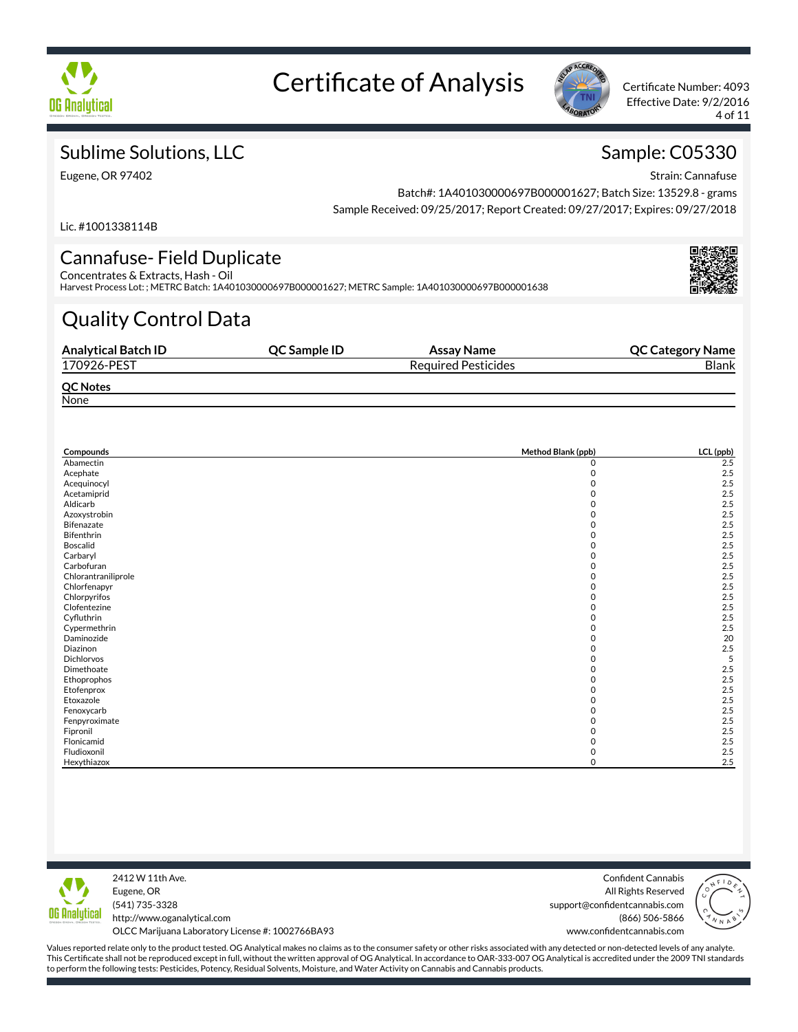# Certificate of Analysis

Certificate Number: 4093
Effective Date: 9/2/2016

## Sublime Solutions, LLC

Eugene, OR 97402

Lic. #1001338114B

## Sample: C05330

Strain: Cannafuse
Batch#: 1A401030000697B000001627; Batch Size: 13529.8 - grams
Sample Received: 09/25/2017; Report Created: 09/27/2017; Expires: 09/27/2018

## Cannafuse- Field Duplicate

Concentrates & Extracts, Hash - Oil
Harvest Process Lot: ; METRC Batch: 1A401030000697B000001627; METRC Sample: 1A401030000697B000001638

# Quality Control Data

| Analytical Batch ID | QC Sample ID | Assay Name | QC Category Name |
|---|---|---|---|
| 170926-PEST | | Required Pesticides | Blank |

**QC Notes**
None

| Compounds | Method Blank (ppb) | LCL (ppb) |
|---|---|---|
| Abamectin | 0 | 2.5 |
| Acephate | 0 | 2.5 |
| Acequinocyl | 0 | 2.5 |
| Acetamiprid | 0 | 2.5 |
| Aldicarb | 0 | 2.5 |
| Azoxystrobin | 0 | 2.5 |
| Bifenazate | 0 | 2.5 |
| Bifenthrin | 0 | 2.5 |
| Boscalid | 0 | 2.5 |
| Carbaryl | 0 | 2.5 |
| Carbofuran | 0 | 2.5 |
| Chlorantraniliprole | 0 | 2.5 |
| Chlorfenapyr | 0 | 2.5 |
| Chlorpyrifos | 0 | 2.5 |
| Clofentezine | 0 | 2.5 |
| Cyfluthrin | 0 | 2.5 |
| Cypermethrin | 0 | 2.5 |
| Daminozide | 0 | 20 |
| Diazinon | 0 | 2.5 |
| Dichlorvos | 0 | 5 |
| Dimethoate | 0 | 2.5 |
| Ethoprophos | 0 | 2.5 |
| Etofenprox | 0 | 2.5 |
| Etoxazole | 0 | 2.5 |
| Fenoxycarb | 0 | 2.5 |
| Fenpyroximate | 0 | 2.5 |
| Fipronil | 0 | 2.5 |
| Flonicamid | 0 | 2.5 |
| Fludioxonil | 0 | 2.5 |
| Hexythiazox | 0 | 2.5 |

2412 W 11th Ave.
Eugene, OR
(541) 735-3328
http://www.oganalytical.com
OLCC Marijuana Laboratory License #: 1002766BA93

Confident Cannabis
All Rights Reserved
support@confidentcannabis.com
(866) 506-5866
www.confidentcannabis.com

Values reported relate only to the product tested. OG Analytical makes no claims as to the consumer safety or other risks associated with any detected or non-detected levels of any analyte. This Certificate shall not be reproduced except in full, without the written approval of OG Analytical. In accordance to OAR-333-007 OG Analytical is accredited under the 2009 TNI standards to perform the following tests: Pesticides, Potency, Residual Solvents, Moisture, and Water Activity on Cannabis and Cannabis products.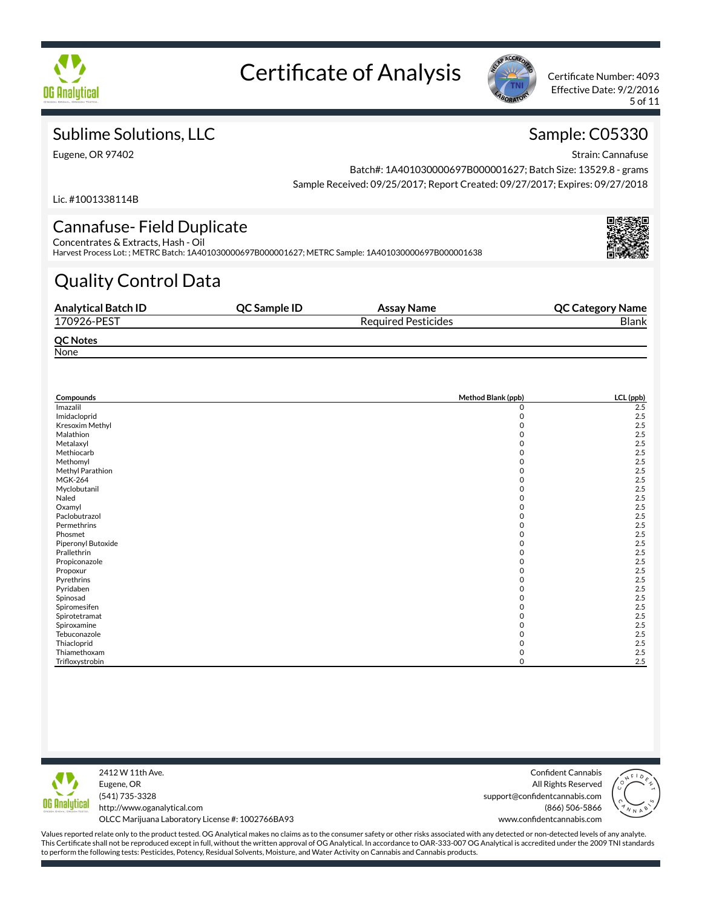# Certificate of Analysis

Certificate Number: 4093
Effective Date: 9/2/2016

## Sublime Solutions, LLC

Eugene, OR 97402

Lic. #1001338114B

## Sample: C05330

Strain: Cannafuse
Batch#: 1A401030000697B000001627; Batch Size: 13529.8 - grams
Sample Received: 09/25/2017; Report Created: 09/27/2017; Expires: 09/27/2018

## Cannafuse- Field Duplicate

Concentrates & Extracts, Hash - Oil
Harvest Process Lot: ; METRC Batch: 1A401030000697B000001627; METRC Sample: 1A401030000697B000001638

## Quality Control Data

| Analytical Batch ID | QC Sample ID | Assay Name | QC Category Name |
|---|---|---|---|
| 170926-PEST | | Required Pesticides | Blank |

**QC Notes**
None

| Compounds | Method Blank (ppb) | LCL (ppb) |
|---|---|---|
| Imazalil | 0 | 2.5 |
| Imidacloprid | 0 | 2.5 |
| Kresoxim Methyl | 0 | 2.5 |
| Malathion | 0 | 2.5 |
| Metalaxyl | 0 | 2.5 |
| Methiocarb | 0 | 2.5 |
| Methomyl | 0 | 2.5 |
| Methyl Parathion | 0 | 2.5 |
| MGK-264 | 0 | 2.5 |
| Myclobutanil | 0 | 2.5 |
| Naled | 0 | 2.5 |
| Oxamyl | 0 | 2.5 |
| Paclobutrazol | 0 | 2.5 |
| Permethrins | 0 | 2.5 |
| Phosmet | 0 | 2.5 |
| Piperonyl Butoxide | 0 | 2.5 |
| Prallethrin | 0 | 2.5 |
| Propiconazole | 0 | 2.5 |
| Propoxur | 0 | 2.5 |
| Pyrethrins | 0 | 2.5 |
| Pyridaben | 0 | 2.5 |
| Spinosad | 0 | 2.5 |
| Spiromesifen | 0 | 2.5 |
| Spirotetramat | 0 | 2.5 |
| Spiroxamine | 0 | 2.5 |
| Tebuconazole | 0 | 2.5 |
| Thiacloprid | 0 | 2.5 |
| Thiamethoxam | 0 | 2.5 |
| Trifloxystrobin | 0 | 2.5 |

2412 W 11th Ave.
Eugene, OR
(541) 735-3328
http://www.oganalytical.com
OLCC Marijuana Laboratory License #: 1002766BA93

Confident Cannabis
All Rights Reserved
support@confidentcannabis.com
(866) 506-5866
www.confidentcannabis.com

Values reported relate only to the product tested. OG Analytical makes no claims as to the consumer safety or other risks associated with any detected or non-detected levels of any analyte. This Certificate shall not be reproduced except in full, without the written approval of OG Analytical. In accordance to OAR-333-007 OG Analytical is accredited under the 2009 TNI standards to perform the following tests: Pesticides, Potency, Residual Solvents, Moisture, and Water Activity on Cannabis and Cannabis products.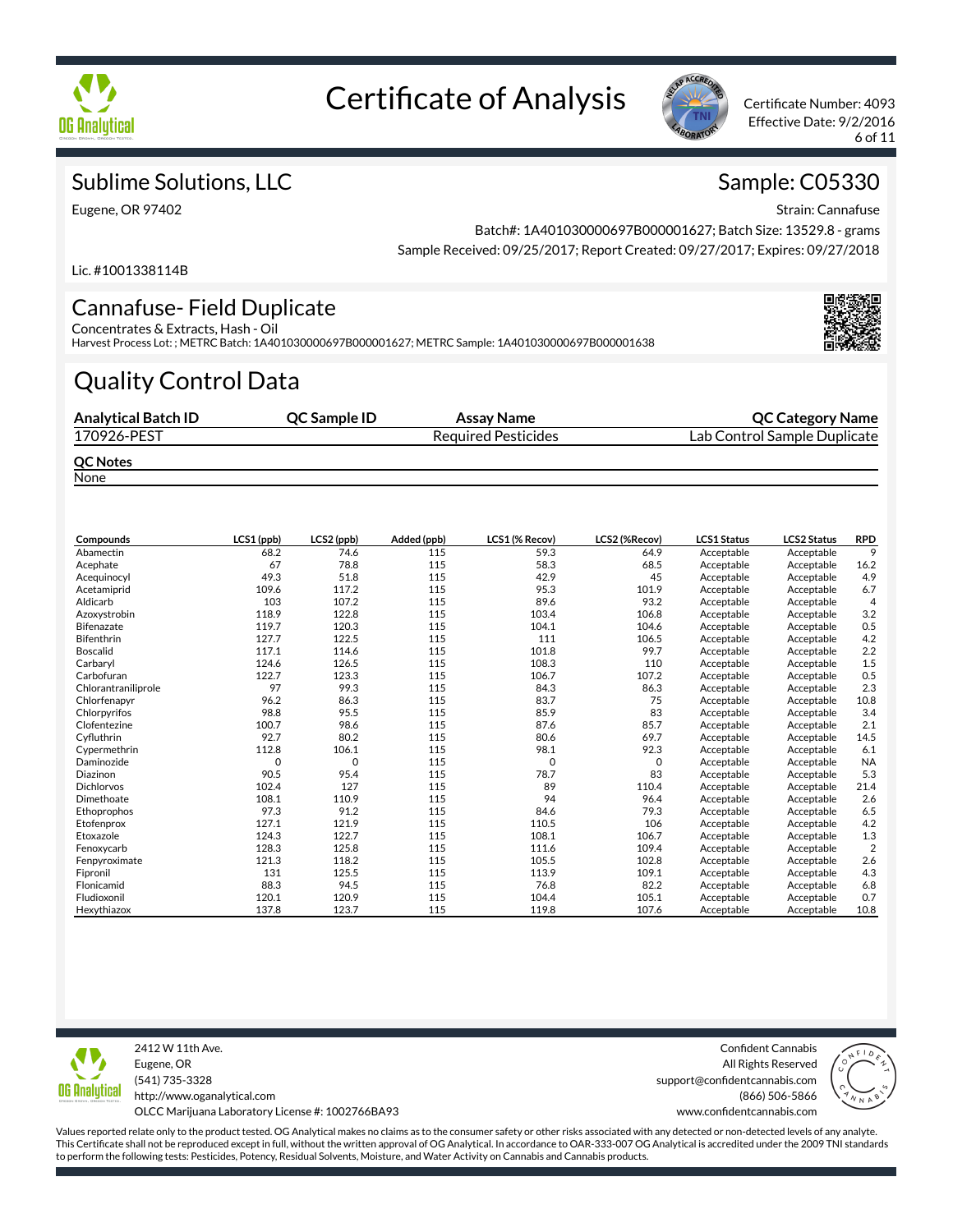# Certificate of Analysis

Certificate Number: 4093
Effective Date: 9/2/2016

## Sublime Solutions, LLC

Eugene, OR 97402

Lic. #1001338114B

## Sample: C05330

Strain: Cannafuse
Batch#: 1A401030000697B000001627; Batch Size: 13529.8 - grams
Sample Received: 09/25/2017; Report Created: 09/27/2017; Expires: 09/27/2018

## Cannafuse- Field Duplicate

Concentrates & Extracts, Hash - Oil
Harvest Process Lot: ; METRC Batch: 1A401030000697B000001627; METRC Sample: 1A401030000697B000001638

# Quality Control Data

| Analytical Batch ID | QC Sample ID | Assay Name | QC Category Name |
|---|---|---|---|
| 170926-PEST | | Required Pesticides | Lab Control Sample Duplicate |

**QC Notes**
None

| Compounds | LCS1 (ppb) | LCS2 (ppb) | Added (ppb) | LCS1 (% Recov) | LCS2 (%Recov) | LCS1 Status | LCS2 Status | RPD |
|---|---|---|---|---|---|---|---|---|
| Abamectin | 68.2 | 74.6 | 115 | 59.3 | 64.9 | Acceptable | Acceptable | 9 |
| Acephate | 67 | 78.8 | 115 | 58.3 | 68.5 | Acceptable | Acceptable | 16.2 |
| Acequinocyl | 49.3 | 51.8 | 115 | 42.9 | 45 | Acceptable | Acceptable | 4.9 |
| Acetamiprid | 109.6 | 117.2 | 115 | 95.3 | 101.9 | Acceptable | Acceptable | 6.7 |
| Aldicarb | 103 | 107.2 | 115 | 89.6 | 93.2 | Acceptable | Acceptable | 4 |
| Azoxystrobin | 118.9 | 122.8 | 115 | 103.4 | 106.8 | Acceptable | Acceptable | 3.2 |
| Bifenazate | 119.7 | 120.3 | 115 | 104.1 | 104.6 | Acceptable | Acceptable | 0.5 |
| Bifenthrin | 127.7 | 122.5 | 115 | 111 | 106.5 | Acceptable | Acceptable | 4.2 |
| Boscalid | 117.1 | 114.6 | 115 | 101.8 | 99.7 | Acceptable | Acceptable | 2.2 |
| Carbaryl | 124.6 | 126.5 | 115 | 108.3 | 110 | Acceptable | Acceptable | 1.5 |
| Carbofuran | 122.7 | 123.3 | 115 | 106.7 | 107.2 | Acceptable | Acceptable | 0.5 |
| Chlorantraniliprole | 97 | 99.3 | 115 | 84.3 | 86.3 | Acceptable | Acceptable | 2.3 |
| Chlorfenapyr | 96.2 | 86.3 | 115 | 83.7 | 75 | Acceptable | Acceptable | 10.8 |
| Chlorpyrifos | 98.8 | 95.5 | 115 | 85.9 | 83 | Acceptable | Acceptable | 3.4 |
| Clofentezine | 100.7 | 98.6 | 115 | 87.6 | 85.7 | Acceptable | Acceptable | 2.1 |
| Cyfluthrin | 92.7 | 80.2 | 115 | 80.6 | 69.7 | Acceptable | Acceptable | 14.5 |
| Cypermethrin | 112.8 | 106.1 | 115 | 98.1 | 92.3 | Acceptable | Acceptable | 6.1 |
| Daminozide | 0 | 0 | 115 | 0 | 0 | Acceptable | Acceptable | NA |
| Diazinon | 90.5 | 95.4 | 115 | 78.7 | 83 | Acceptable | Acceptable | 5.3 |
| Dichlorvos | 102.4 | 127 | 115 | 89 | 110.4 | Acceptable | Acceptable | 21.4 |
| Dimethoate | 108.1 | 110.9 | 115 | 94 | 96.4 | Acceptable | Acceptable | 2.6 |
| Ethoprophos | 97.3 | 91.2 | 115 | 84.6 | 79.3 | Acceptable | Acceptable | 6.5 |
| Etofenprox | 127.1 | 121.9 | 115 | 110.5 | 106 | Acceptable | Acceptable | 4.2 |
| Etoxazole | 124.3 | 122.7 | 115 | 108.1 | 106.7 | Acceptable | Acceptable | 1.3 |
| Fenoxycarb | 128.3 | 125.8 | 115 | 111.6 | 109.4 | Acceptable | Acceptable | 2 |
| Fenpyroximate | 121.3 | 118.2 | 115 | 105.5 | 102.8 | Acceptable | Acceptable | 2.6 |
| Fipronil | 131 | 125.5 | 115 | 113.9 | 109.1 | Acceptable | Acceptable | 4.3 |
| Flonicamid | 88.3 | 94.5 | 115 | 76.8 | 82.2 | Acceptable | Acceptable | 6.8 |
| Fludioxonil | 120.1 | 120.9 | 115 | 104.4 | 105.1 | Acceptable | Acceptable | 0.7 |
| Hexythiazox | 137.8 | 123.7 | 115 | 119.8 | 107.6 | Acceptable | Acceptable | 10.8 |

2412 W 11th Ave.
Eugene, OR
(541) 735-3328
http://www.oganalytical.com
OLCC Marijuana Laboratory License #: 1002766BA93

Confident Cannabis
All Rights Reserved
support@confidentcannabis.com
(866) 506-5866
www.confidentcannabis.com

Values reported relate only to the product tested. OG Analytical makes no claims as to the consumer safety or other risks associated with any detected or non-detected levels of any analyte. This Certificate shall not be reproduced except in full, without the written approval of OG Analytical. In accordance to OAR-333-007 OG Analytical is accredited under the 2009 TNI standards to perform the following tests: Pesticides, Potency, Residual Solvents, Moisture, and Water Activity on Cannabis and Cannabis products.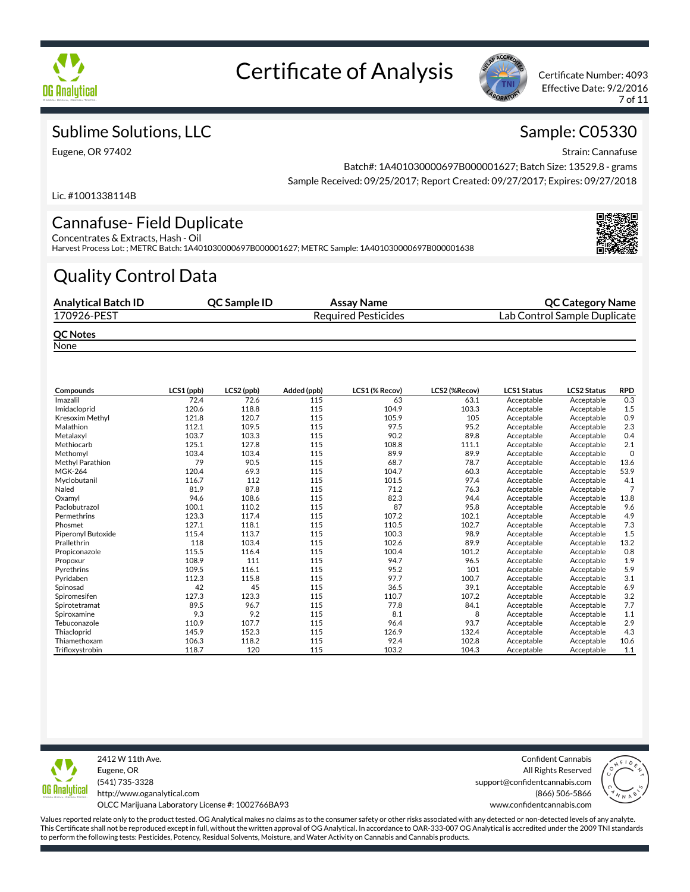# Certificate of Analysis

Certificate Number: 4093
Effective Date: 9/2/2016

## Sublime Solutions, LLC

Eugene, OR 97402

Lic. #1001338114B

## Sample: C05330

Strain: Cannafuse

Batch#: 1A401030000697B000001627; Batch Size: 13529.8 - grams

Sample Received: 09/25/2017; Report Created: 09/27/2017; Expires: 09/27/2018

## Cannafuse- Field Duplicate

Concentrates & Extracts, Hash - Oil

Harvest Process Lot: ; METRC Batch: 1A401030000697B000001627; METRC Sample: 1A401030000697B000001638

# Quality Control Data

| Analytical Batch ID | QC Sample ID | Assay Name | QC Category Name |
|---|---|---|---|
| 170926-PEST | | Required Pesticides | Lab Control Sample Duplicate |

**QC Notes**

None

| Compounds | LCS1 (ppb) | LCS2 (ppb) | Added (ppb) | LCS1 (% Recov) | LCS2 (%Recov) | LCS1 Status | LCS2 Status | RPD |
|---|---|---|---|---|---|---|---|---|
| Imazalil | 72.4 | 72.6 | 115 | 63 | 63.1 | Acceptable | Acceptable | 0.3 |
| Imidacloprid | 120.6 | 118.8 | 115 | 104.9 | 103.3 | Acceptable | Acceptable | 1.5 |
| Kresoxim Methyl | 121.8 | 120.7 | 115 | 105.9 | 105 | Acceptable | Acceptable | 0.9 |
| Malathion | 112.1 | 109.5 | 115 | 97.5 | 95.2 | Acceptable | Acceptable | 2.3 |
| Metalaxyl | 103.7 | 103.3 | 115 | 90.2 | 89.8 | Acceptable | Acceptable | 0.4 |
| Methiocarb | 125.1 | 127.8 | 115 | 108.8 | 111.1 | Acceptable | Acceptable | 2.1 |
| Methomyl | 103.4 | 103.4 | 115 | 89.9 | 89.9 | Acceptable | Acceptable | 0 |
| Methyl Parathion | 79 | 90.5 | 115 | 68.7 | 78.7 | Acceptable | Acceptable | 13.6 |
| MGK-264 | 120.4 | 69.3 | 115 | 104.7 | 60.3 | Acceptable | Acceptable | 53.9 |
| Myclobutanil | 116.7 | 112 | 115 | 101.5 | 97.4 | Acceptable | Acceptable | 4.1 |
| Naled | 81.9 | 87.8 | 115 | 71.2 | 76.3 | Acceptable | Acceptable | 7 |
| Oxamyl | 94.6 | 108.6 | 115 | 82.3 | 94.4 | Acceptable | Acceptable | 13.8 |
| Paclobutrazol | 100.1 | 110.2 | 115 | 87 | 95.8 | Acceptable | Acceptable | 9.6 |
| Permethrins | 123.3 | 117.4 | 115 | 107.2 | 102.1 | Acceptable | Acceptable | 4.9 |
| Phosmet | 127.1 | 118.1 | 115 | 110.5 | 102.7 | Acceptable | Acceptable | 7.3 |
| Piperonyl Butoxide | 115.4 | 113.7 | 115 | 100.3 | 98.9 | Acceptable | Acceptable | 1.5 |
| Prallethrin | 118 | 103.4 | 115 | 102.6 | 89.9 | Acceptable | Acceptable | 13.2 |
| Propiconazole | 115.5 | 116.4 | 115 | 100.4 | 101.2 | Acceptable | Acceptable | 0.8 |
| Propoxur | 108.9 | 111 | 115 | 94.7 | 96.5 | Acceptable | Acceptable | 1.9 |
| Pyrethrins | 109.5 | 116.1 | 115 | 95.2 | 101 | Acceptable | Acceptable | 5.9 |
| Pyridaben | 112.3 | 115.8 | 115 | 97.7 | 100.7 | Acceptable | Acceptable | 3.1 |
| Spinosad | 42 | 45 | 115 | 36.5 | 39.1 | Acceptable | Acceptable | 6.9 |
| Spiromesifen | 127.3 | 123.3 | 115 | 110.7 | 107.2 | Acceptable | Acceptable | 3.2 |
| Spirotetramat | 89.5 | 96.7 | 115 | 77.8 | 84.1 | Acceptable | Acceptable | 7.7 |
| Spiroxamine | 9.3 | 9.2 | 115 | 8.1 | 8 | Acceptable | Acceptable | 1.1 |
| Tebuconazole | 110.9 | 107.7 | 115 | 96.4 | 93.7 | Acceptable | Acceptable | 2.9 |
| Thiacloprid | 145.9 | 152.3 | 115 | 126.9 | 132.4 | Acceptable | Acceptable | 4.3 |
| Thiamethoxam | 106.3 | 118.2 | 115 | 92.4 | 102.8 | Acceptable | Acceptable | 10.6 |
| Trifloxystrobin | 118.7 | 120 | 115 | 103.2 | 104.3 | Acceptable | Acceptable | 1.1 |

2412 W 11th Ave.
Eugene, OR
(541) 735-3328
http://www.oganalytical.com
OLCC Marijuana Laboratory License #: 1002766BA93

Confident Cannabis
All Rights Reserved
support@confidentcannabis.com
(866) 506-5866
www.confidentcannabis.com

Values reported relate only to the product tested. OG Analytical makes no claims as to the consumer safety or other risks associated with any detected or non-detected levels of any analyte. This Certificate shall not be reproduced except in full, without the written approval of OG Analytical. In accordance to OAR-333-007 OG Analytical is accredited under the 2009 TNI standards to perform the following tests: Pesticides, Potency, Residual Solvents, Moisture, and Water Activity on Cannabis and Cannabis products.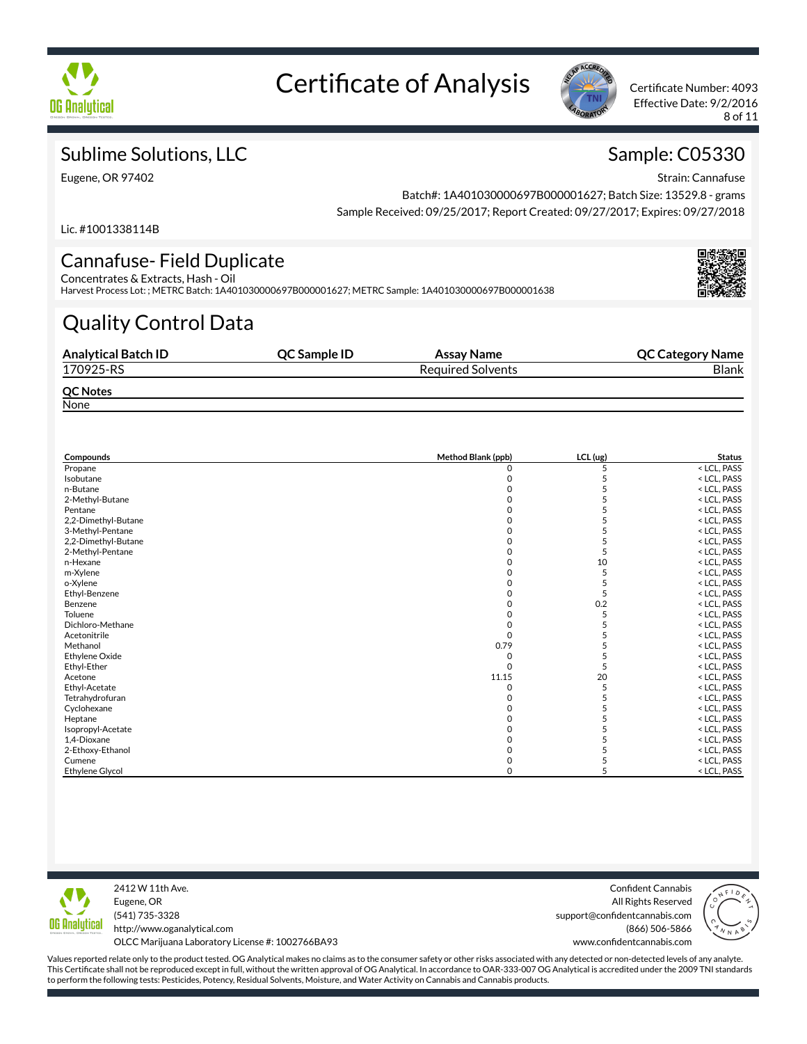# Certificate of Analysis

Certificate Number: 4093
Effective Date: 9/2/2016

## Sublime Solutions, LLC

Eugene, OR 97402

Lic. #1001338114B

## Sample: C05330

Strain: Cannafuse
Batch#: 1A401030000697B000001627; Batch Size: 13529.8 - grams
Sample Received: 09/25/2017; Report Created: 09/27/2017; Expires: 09/27/2018

## Cannafuse- Field Duplicate

Concentrates & Extracts, Hash - Oil
Harvest Process Lot: ; METRC Batch: 1A401030000697B000001627; METRC Sample: 1A401030000697B000001638

# Quality Control Data

| Analytical Batch ID | QC Sample ID | Assay Name | QC Category Name |
|---|---|---|---|
| 170925-RS | | Required Solvents | Blank |

**QC Notes**
None

| Compounds | Method Blank (ppb) | LCL (ug) | Status |
|---|---|---|---|
| Propane | 0 | 5 | < LCL, PASS |
| Isobutane | 0 | 5 | < LCL, PASS |
| n-Butane | 0 | 5 | < LCL, PASS |
| 2-Methyl-Butane | 0 | 5 | < LCL, PASS |
| Pentane | 0 | 5 | < LCL, PASS |
| 2,2-Dimethyl-Butane | 0 | 5 | < LCL, PASS |
| 3-Methyl-Pentane | 0 | 5 | < LCL, PASS |
| 2,2-Dimethyl-Butane | 0 | 5 | < LCL, PASS |
| 2-Methyl-Pentane | 0 | 5 | < LCL, PASS |
| n-Hexane | 0 | 10 | < LCL, PASS |
| m-Xylene | 0 | 5 | < LCL, PASS |
| o-Xylene | 0 | 5 | < LCL, PASS |
| Ethyl-Benzene | 0 | 5 | < LCL, PASS |
| Benzene | 0 | 0.2 | < LCL, PASS |
| Toluene | 0 | 5 | < LCL, PASS |
| Dichloro-Methane | 0 | 5 | < LCL, PASS |
| Acetonitrile | 0 | 5 | < LCL, PASS |
| Methanol | 0.79 | 5 | < LCL, PASS |
| Ethylene Oxide | 0 | 5 | < LCL, PASS |
| Ethyl-Ether | 0 | 5 | < LCL, PASS |
| Acetone | 11.15 | 20 | < LCL, PASS |
| Ethyl-Acetate | 0 | 5 | < LCL, PASS |
| Tetrahydrofuran | 0 | 5 | < LCL, PASS |
| Cyclohexane | 0 | 5 | < LCL, PASS |
| Heptane | 0 | 5 | < LCL, PASS |
| Isopropyl-Acetate | 0 | 5 | < LCL, PASS |
| 1,4-Dioxane | 0 | 5 | < LCL, PASS |
| 2-Ethoxy-Ethanol | 0 | 5 | < LCL, PASS |
| Cumene | 0 | 5 | < LCL, PASS |
| Ethylene Glycol | 0 | 5 | < LCL, PASS |

2412 W 11th Ave.
Eugene, OR
(541) 735-3328
http://www.oganalytical.com
OLCC Marijuana Laboratory License #: 1002766BA93

Confident Cannabis
All Rights Reserved
support@confidentcannabis.com
(866) 506-5866
www.confidentcannabis.com

Values reported relate only to the product tested. OG Analytical makes no claims as to the consumer safety or other risks associated with any detected or non-detected levels of any analyte. This Certificate shall not be reproduced except in full, without the written approval of OG Analytical. In accordance to OAR-333-007 OG Analytical is accredited under the 2009 TNI standards to perform the following tests: Pesticides, Potency, Residual Solvents, Moisture, and Water Activity on Cannabis and Cannabis products.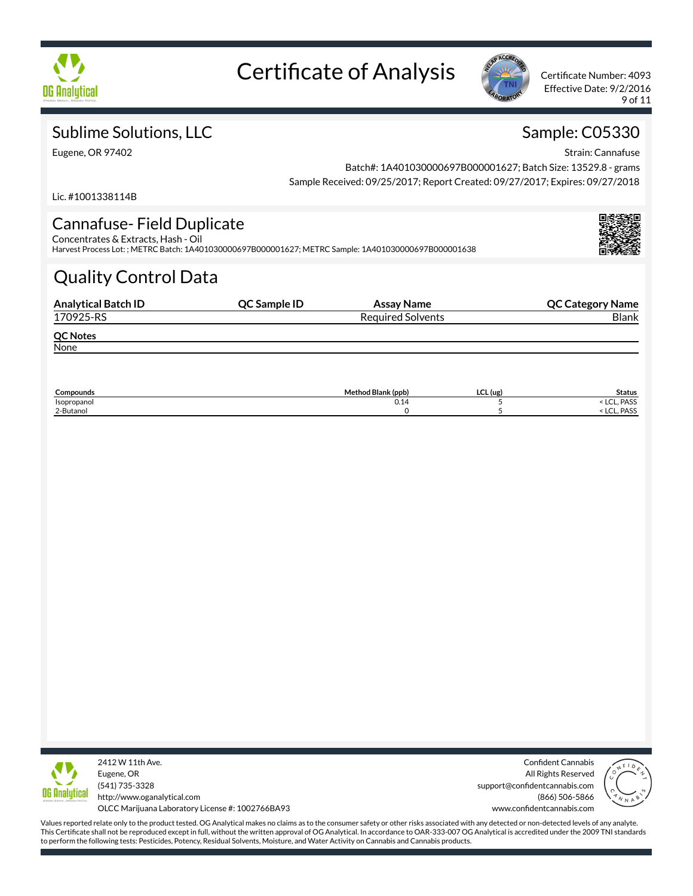# Certificate of Analysis

Certificate Number: 4093
Effective Date: 9/2/2016

## Sublime Solutions, LLC

Eugene, OR 97402

Lic. #1001338114B

## Sample: C05330

Strain: Cannafuse
Batch#: 1A401030000697B000001627; Batch Size: 13529.8 - grams
Sample Received: 09/25/2017; Report Created: 09/27/2017; Expires: 09/27/2018

## Cannafuse- Field Duplicate

Concentrates & Extracts, Hash - Oil
Harvest Process Lot: ; METRC Batch: 1A401030000697B000001627; METRC Sample: 1A401030000697B000001638

# Quality Control Data

| Analytical Batch ID | QC Sample ID | Assay Name | QC Category Name |
|---|---|---|---|
| 170925-RS | | Required Solvents | Blank |

**QC Notes**

None

| Compounds | Method Blank (ppb) | LCL (ug) | Status |
|---|---|---|---|
| Isopropanol | 0.14 | 5 | < LCL, PASS |
| 2-Butanol | 0 | 5 | < LCL, PASS |

2412 W 11th Ave.
Eugene, OR
(541) 735-3328
http://www.oganalytical.com
OLCC Marijuana Laboratory License #: 1002766BA93

Confident Cannabis
All Rights Reserved
support@confidentcannabis.com
(866) 506-5866
www.confidentcannabis.com

Values reported relate only to the product tested. OG Analytical makes no claims as to the consumer safety or other risks associated with any detected or non-detected levels of any analyte. This Certificate shall not be reproduced except in full, without the written approval of OG Analytical. In accordance to OAR-333-007 OG Analytical is accredited under the 2009 TNI standards to perform the following tests: Pesticides, Potency, Residual Solvents, Moisture, and Water Activity on Cannabis and Cannabis products.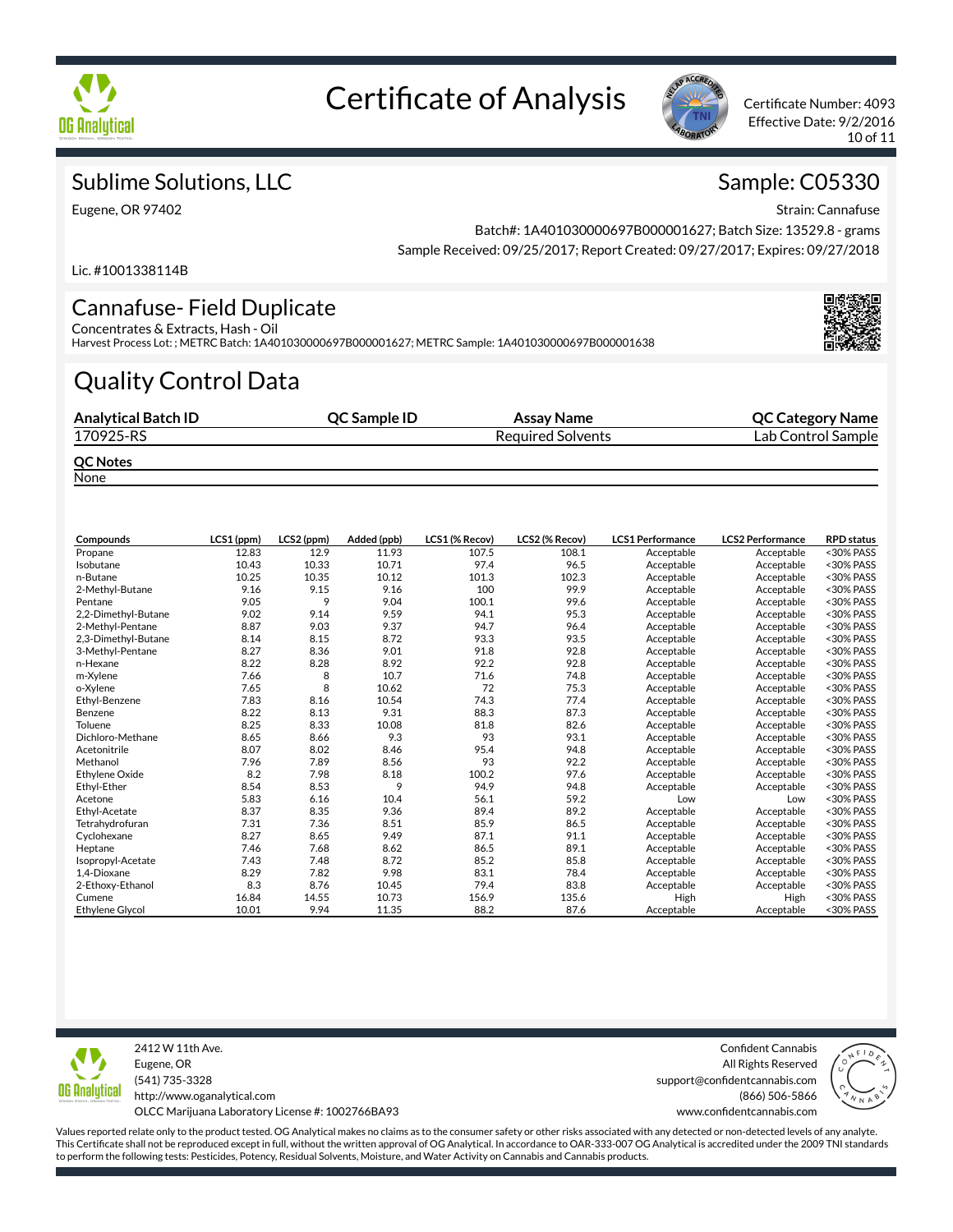# Certificate of Analysis

Certificate Number: 4093
Effective Date: 9/2/2016

## Sublime Solutions, LLC

Eugene, OR 97402

Lic. #1001338114B

## Sample: C05330

Strain: Cannafuse

Batch#: 1A401030000697B000001627; Batch Size: 13529.8 - grams

Sample Received: 09/25/2017; Report Created: 09/27/2017; Expires: 09/27/2018

## Cannafuse- Field Duplicate

Concentrates & Extracts, Hash - Oil

Harvest Process Lot: ; METRC Batch: 1A401030000697B000001627; METRC Sample: 1A401030000697B000001638

# Quality Control Data

| Analytical Batch ID | QC Sample ID | Assay Name | QC Category Name |
|---|---|---|---|
| 170925-RS | | Required Solvents | Lab Control Sample |

**QC Notes**

None

| Compounds | LCS1 (ppm) | LCS2 (ppm) | Added (ppb) | LCS1 (% Recov) | LCS2 (% Recov) | LCS1 Performance | LCS2 Performance | RPD status |
|---|---|---|---|---|---|---|---|---|
| Propane | 12.83 | 12.9 | 11.93 | 107.5 | 108.1 | Acceptable | Acceptable | <30% PASS |
| Isobutane | 10.43 | 10.33 | 10.71 | 97.4 | 96.5 | Acceptable | Acceptable | <30% PASS |
| n-Butane | 10.25 | 10.35 | 10.12 | 101.3 | 102.3 | Acceptable | Acceptable | <30% PASS |
| 2-Methyl-Butane | 9.16 | 9.15 | 9.16 | 100 | 99.9 | Acceptable | Acceptable | <30% PASS |
| Pentane | 9.05 | 9 | 9.04 | 100.1 | 99.6 | Acceptable | Acceptable | <30% PASS |
| 2,2-Dimethyl-Butane | 9.02 | 9.14 | 9.59 | 94.1 | 95.3 | Acceptable | Acceptable | <30% PASS |
| 2-Methyl-Pentane | 8.87 | 9.03 | 9.37 | 94.7 | 96.4 | Acceptable | Acceptable | <30% PASS |
| 2,3-Dimethyl-Butane | 8.14 | 8.15 | 8.72 | 93.3 | 93.5 | Acceptable | Acceptable | <30% PASS |
| 3-Methyl-Pentane | 8.27 | 8.36 | 9.01 | 91.8 | 92.8 | Acceptable | Acceptable | <30% PASS |
| n-Hexane | 8.22 | 8.28 | 8.92 | 92.2 | 92.8 | Acceptable | Acceptable | <30% PASS |
| m-Xylene | 7.66 | 8 | 10.7 | 71.6 | 74.8 | Acceptable | Acceptable | <30% PASS |
| o-Xylene | 7.65 | 8 | 10.62 | 72 | 75.3 | Acceptable | Acceptable | <30% PASS |
| Ethyl-Benzene | 7.83 | 8.16 | 10.54 | 74.3 | 77.4 | Acceptable | Acceptable | <30% PASS |
| Benzene | 8.22 | 8.13 | 9.31 | 88.3 | 87.3 | Acceptable | Acceptable | <30% PASS |
| Toluene | 8.25 | 8.33 | 10.08 | 81.8 | 82.6 | Acceptable | Acceptable | <30% PASS |
| Dichloro-Methane | 8.65 | 8.66 | 9.3 | 93 | 93.1 | Acceptable | Acceptable | <30% PASS |
| Acetonitrile | 8.07 | 8.02 | 8.46 | 95.4 | 94.8 | Acceptable | Acceptable | <30% PASS |
| Methanol | 7.96 | 7.89 | 8.56 | 93 | 92.2 | Acceptable | Acceptable | <30% PASS |
| Ethylene Oxide | 8.2 | 7.98 | 8.18 | 100.2 | 97.6 | Acceptable | Acceptable | <30% PASS |
| Ethyl-Ether | 8.54 | 8.53 | 9 | 94.9 | 94.8 | Acceptable | Acceptable | <30% PASS |
| Acetone | 5.83 | 6.16 | 10.4 | 56.1 | 59.2 | Low | Low | <30% PASS |
| Ethyl-Acetate | 8.37 | 8.35 | 9.36 | 89.4 | 89.2 | Acceptable | Acceptable | <30% PASS |
| Tetrahydrofuran | 7.31 | 7.36 | 8.51 | 85.9 | 86.5 | Acceptable | Acceptable | <30% PASS |
| Cyclohexane | 8.27 | 8.65 | 9.49 | 87.1 | 91.1 | Acceptable | Acceptable | <30% PASS |
| Heptane | 7.46 | 7.68 | 8.62 | 86.5 | 89.1 | Acceptable | Acceptable | <30% PASS |
| Isopropyl-Acetate | 7.43 | 7.48 | 8.72 | 85.2 | 85.8 | Acceptable | Acceptable | <30% PASS |
| 1,4-Dioxane | 8.29 | 7.82 | 9.98 | 83.1 | 78.4 | Acceptable | Acceptable | <30% PASS |
| 2-Ethoxy-Ethanol | 8.3 | 8.76 | 10.45 | 79.4 | 83.8 | Acceptable | Acceptable | <30% PASS |
| Cumene | 16.84 | 14.55 | 10.73 | 156.9 | 135.6 | High | High | <30% PASS |
| Ethylene Glycol | 10.01 | 9.94 | 11.35 | 88.2 | 87.6 | Acceptable | Acceptable | <30% PASS |

2412 W 11th Ave.
Eugene, OR
(541) 735-3328
http://www.oganalytical.com
OLCC Marijuana Laboratory License #: 1002766BA93

Confident Cannabis
All Rights Reserved
support@confidentcannabis.com
(866) 506-5866
www.confidentcannabis.com

Values reported relate only to the product tested. OG Analytical makes no claims as to the consumer safety or other risks associated with any detected or non-detected levels of any analyte. This Certificate shall not be reproduced except in full, without the written approval of OG Analytical. In accordance to OAR-333-007 OG Analytical is accredited under the 2009 TNI standards to perform the following tests: Pesticides, Potency, Residual Solvents, Moisture, and Water Activity on Cannabis and Cannabis products.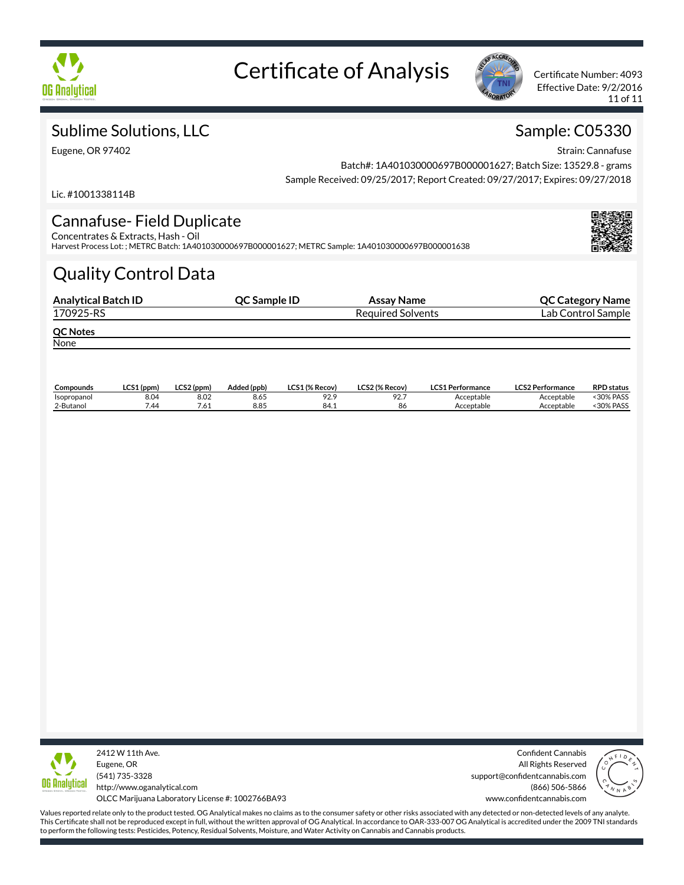# Certificate of Analysis

Certificate Number: 4093
Effective Date: 9/2/2016

## Sublime Solutions, LLC

Eugene, OR 97402

Lic. #1001338114B

## Sample: C05330

Strain: Cannafuse
Batch#: 1A401030000697B000001627; Batch Size: 13529.8 - grams
Sample Received: 09/25/2017; Report Created: 09/27/2017; Expires: 09/27/2018

## Cannafuse- Field Duplicate

Concentrates & Extracts, Hash - Oil
Harvest Process Lot: ; METRC Batch: 1A401030000697B000001627; METRC Sample: 1A401030000697B000001638

## Quality Control Data

| Analytical Batch ID | QC Sample ID | Assay Name | QC Category Name |
|---|---|---|---|
| 170925-RS | | Required Solvents | Lab Control Sample |

**QC Notes**
None

| Compounds | LCS1 (ppm) | LCS2 (ppm) | Added (ppb) | LCS1 (% Recov) | LCS2 (% Recov) | LCS1 Performance | LCS2 Performance | RPD status |
|---|---|---|---|---|---|---|---|---|
| Isopropanol | 8.04 | 8.02 | 8.65 | 92.9 | 92.7 | Acceptable | Acceptable | <30% PASS |
| 2-Butanol | 7.44 | 7.61 | 8.85 | 84.1 | 86 | Acceptable | Acceptable | <30% PASS |

2412 W 11th Ave.
Eugene, OR
(541) 735-3328
http://www.oganalytical.com
OLCC Marijuana Laboratory License #: 1002766BA93

Confident Cannabis
All Rights Reserved
support@confidentcannabis.com
(866) 506-5866
www.confidentcannabis.com

Values reported relate only to the product tested. OG Analytical makes no claims as to the consumer safety or other risks associated with any detected or non-detected levels of any analyte. This Certificate shall not be reproduced except in full, without the written approval of OG Analytical. In accordance to OAR-333-007 OG Analytical is accredited under the 2009 TNI standards to perform the following tests: Pesticides, Potency, Residual Solvents, Moisture, and Water Activity on Cannabis and Cannabis products.